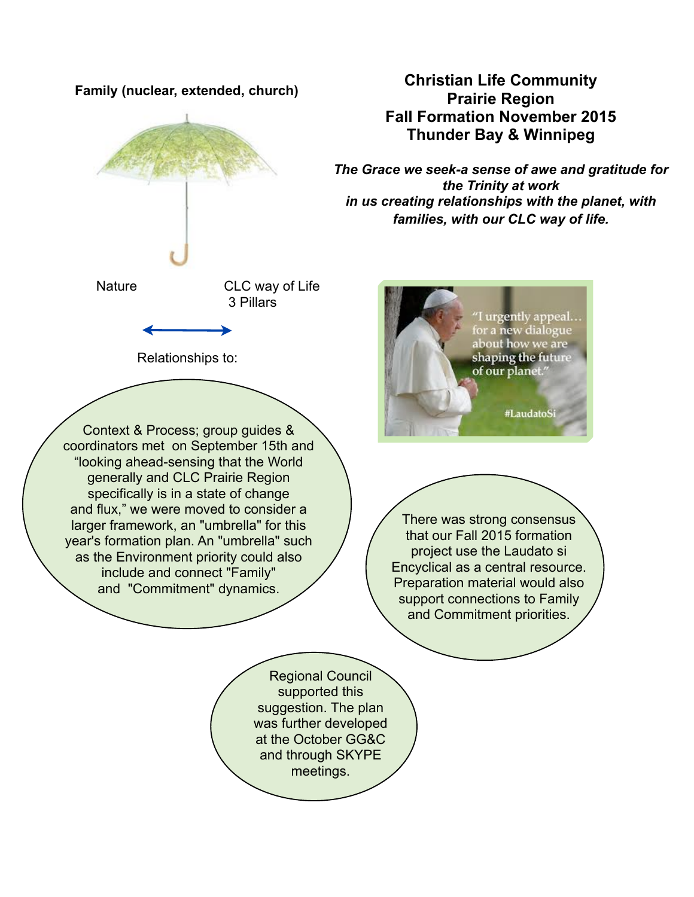# Christian Life Community
# Prairie Region
## Fall Formation November 2015
## Thunder Bay & Winnipeg

***The Grace we seek-a sense of awe and gratitude for the Trinity at work in us creating relationships with the planet, with families, with our CLC way of life.***

**Family (nuclear, extended, church)**

Nature ↔ CLC way of Life 3 Pillars

Relationships to:

Context & Process; group guides & coordinators met on September 15th and "looking ahead-sensing that the World generally and CLC Prairie Region specifically is in a state of change and flux," we were moved to consider a larger framework, an "umbrella" for this year's formation plan. An "umbrella" such as the Environment priority could also include and connect "Family" and "Commitment" dynamics.

"I urgently appeal… for a new dialogue about how we are shaping the future of our planet."

#LaudatoSi

There was strong consensus that our Fall 2015 formation project use the Laudato si Encyclical as a central resource. Preparation material would also support connections to Family and Commitment priorities.

Regional Council supported this suggestion. The plan was further developed at the October GG&C and through SKYPE meetings.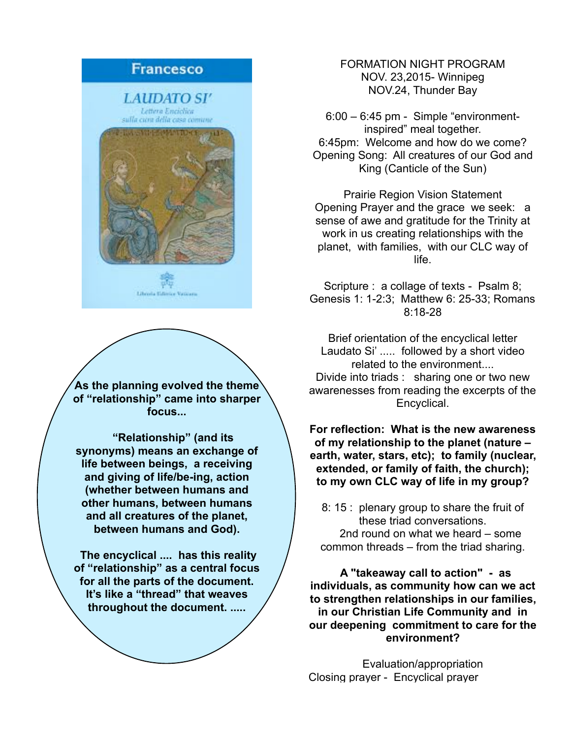FORMATION NIGHT PROGRAM
NOV. 23,2015- Winnipeg
NOV.24, Thunder Bay

6:00 – 6:45 pm - Simple "environment-inspired" meal together.
6:45pm: Welcome and how do we come?
Opening Song: All creatures of our God and King (Canticle of the Sun)

Prairie Region Vision Statement
Opening Prayer and the grace we seek: a sense of awe and gratitude for the Trinity at work in us creating relationships with the planet, with families, with our CLC way of life.

Scripture : a collage of texts - Psalm 8; Genesis 1: 1-2:3; Matthew 6: 25-33; Romans 8:18-28

Brief orientation of the encyclical letter Laudato Si' ..... followed by a short video related to the environment....
Divide into triads : sharing one or two new awarenesses from reading the excerpts of the Encyclical.

**For reflection: What is the new awareness of my relationship to the planet (nature – earth, water, stars, etc); to family (nuclear, extended, or family of faith, the church); to my own CLC way of life in my group?**

8: 15 : plenary group to share the fruit of these triad conversations.
2nd round on what we heard – some common threads – from the triad sharing.

**A "takeaway call to action" - as individuals, as community how can we act to strengthen relationships in our families, in our Christian Life Community and in our deepening commitment to care for the environment?**

Evaluation/appropriation
Closing prayer - Encyclical prayer

**As the planning evolved the theme of "relationship" came into sharper focus...**

**"Relationship" (and its synonyms) means an exchange of life between beings, a receiving and giving of life/be-ing, action (whether between humans and other humans, between humans and all creatures of the planet, between humans and God).**

**The encyclical .... has this reality of "relationship" as a central focus for all the parts of the document. It's like a "thread" that weaves throughout the document. .....**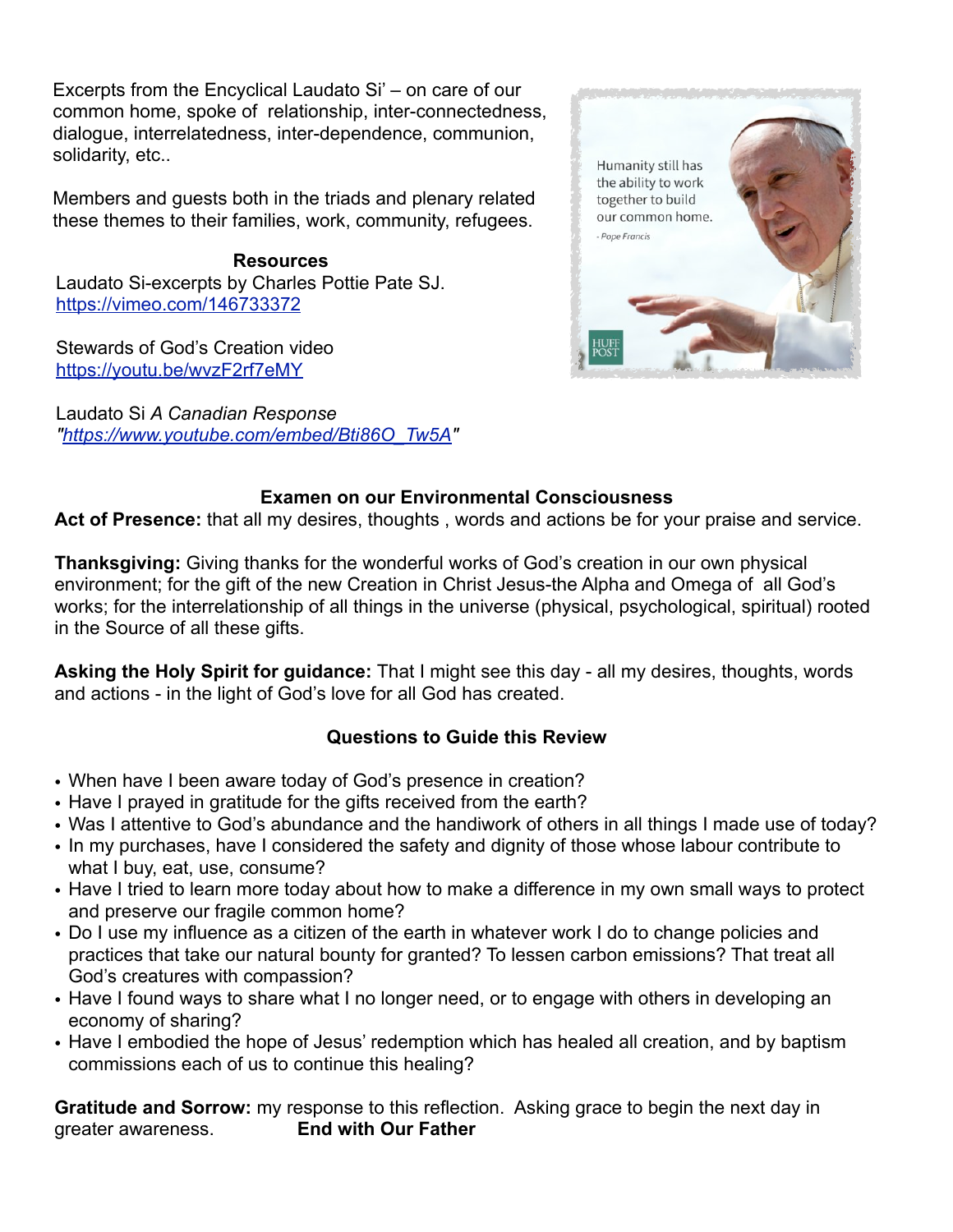Excerpts from the Encyclical Laudato Si' – on care of our common home, spoke of relationship, inter-connectedness, dialogue, interrelatedness, inter-dependence, communion, solidarity, etc..

Members and guests both in the triads and plenary related these themes to their families, work, community, refugees.

**Resources**

Laudato Si-excerpts by Charles Pottie Pate SJ.
https://vimeo.com/146733372

Stewards of God's Creation video
https://youtu.be/wvzF2rf7eMY

Laudato Si *A Canadian Response*
*"https://www.youtube.com/embed/Bti86O_Tw5A"*

### Examen on our Environmental Consciousness

**Act of Presence:** that all my desires, thoughts , words and actions be for your praise and service.

**Thanksgiving:** Giving thanks for the wonderful works of God's creation in our own physical environment; for the gift of the new Creation in Christ Jesus-the Alpha and Omega of all God's works; for the interrelationship of all things in the universe (physical, psychological, spiritual) rooted in the Source of all these gifts.

**Asking the Holy Spirit for guidance:** That I might see this day - all my desires, thoughts, words and actions - in the light of God's love for all God has created.

**Questions to Guide this Review**

- When have I been aware today of God's presence in creation?
- Have I prayed in gratitude for the gifts received from the earth?
- Was I attentive to God's abundance and the handiwork of others in all things I made use of today?
- In my purchases, have I considered the safety and dignity of those whose labour contribute to what I buy, eat, use, consume?
- Have I tried to learn more today about how to make a difference in my own small ways to protect and preserve our fragile common home?
- Do I use my influence as a citizen of the earth in whatever work I do to change policies and practices that take our natural bounty for granted? To lessen carbon emissions? That treat all God's creatures with compassion?
- Have I found ways to share what I no longer need, or to engage with others in developing an economy of sharing?
- Have I embodied the hope of Jesus' redemption which has healed all creation, and by baptism commissions each of us to continue this healing?

**Gratitude and Sorrow:** my response to this reflection. Asking grace to begin the next day in greater awareness. **End with Our Father**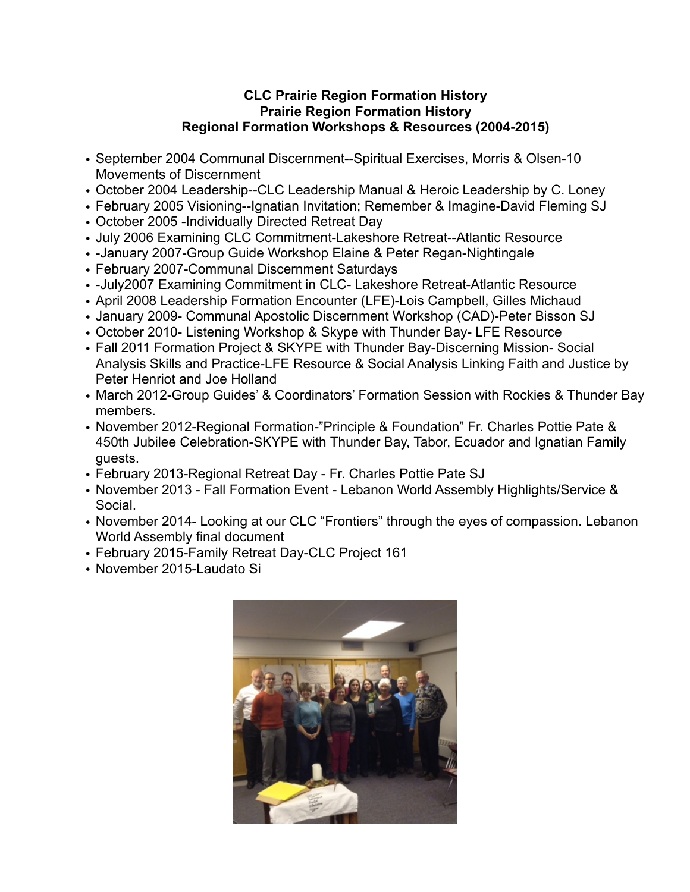**CLC Prairie Region Formation History**
**Prairie Region Formation History**
**Regional Formation Workshops & Resources (2004-2015)**

- September 2004 Communal Discernment--Spiritual Exercises, Morris & Olsen-10 Movements of Discernment
- October 2004 Leadership--CLC Leadership Manual & Heroic Leadership by C. Loney
- February 2005 Visioning--Ignatian Invitation; Remember & Imagine-David Fleming SJ
- October 2005 -Individually Directed Retreat Day
- July 2006 Examining CLC Commitment-Lakeshore Retreat--Atlantic Resource
- -January 2007-Group Guide Workshop Elaine & Peter Regan-Nightingale
- February 2007-Communal Discernment Saturdays
- -July2007 Examining Commitment in CLC- Lakeshore Retreat-Atlantic Resource
- April 2008 Leadership Formation Encounter (LFE)-Lois Campbell, Gilles Michaud
- January 2009- Communal Apostolic Discernment Workshop (CAD)-Peter Bisson SJ
- October 2010- Listening Workshop & Skype with Thunder Bay- LFE Resource
- Fall 2011 Formation Project & SKYPE with Thunder Bay-Discerning Mission- Social Analysis Skills and Practice-LFE Resource & Social Analysis Linking Faith and Justice by Peter Henriot and Joe Holland
- March 2012-Group Guides' & Coordinators' Formation Session with Rockies & Thunder Bay members.
- November 2012-Regional Formation-"Principle & Foundation" Fr. Charles Pottie Pate & 450th Jubilee Celebration-SKYPE with Thunder Bay, Tabor, Ecuador and Ignatian Family guests.
- February 2013-Regional Retreat Day - Fr. Charles Pottie Pate SJ
- November 2013 - Fall Formation Event - Lebanon World Assembly Highlights/Service & Social.
- November 2014- Looking at our CLC "Frontiers" through the eyes of compassion. Lebanon World Assembly final document
- February 2015-Family Retreat Day-CLC Project 161
- November 2015-Laudato Si